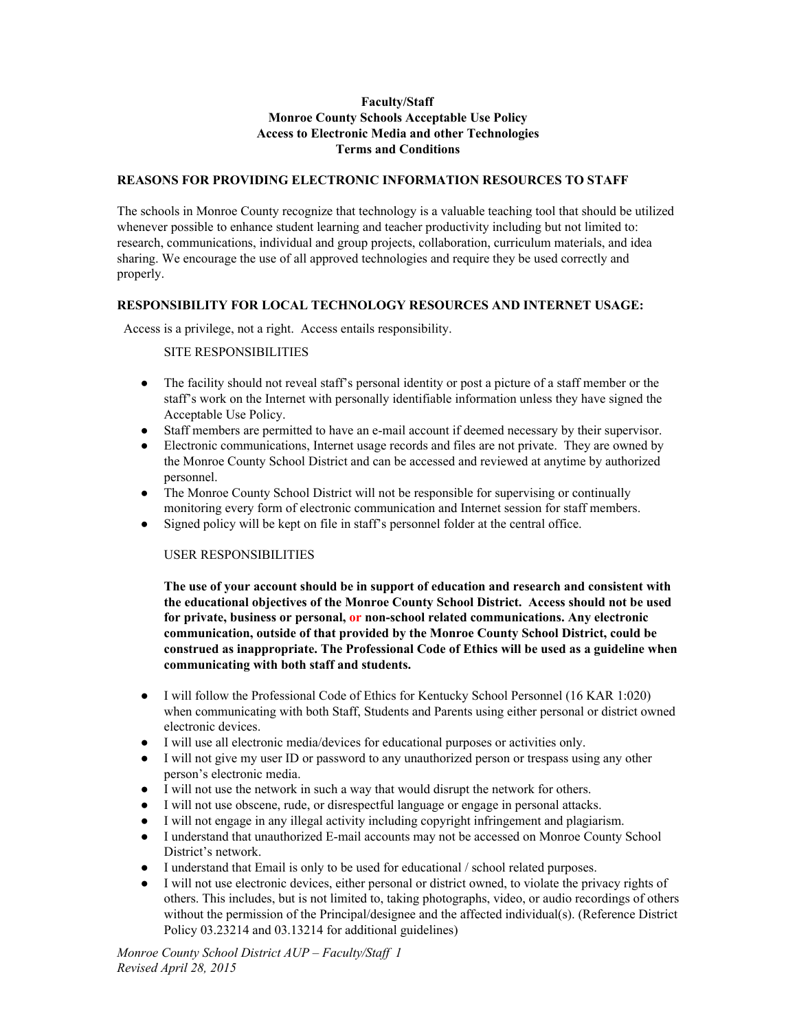**Faculty/Staff**
**Monroe County Schools Acceptable Use Policy**
**Access to Electronic Media and other Technologies**
**Terms and Conditions**

## REASONS FOR PROVIDING ELECTRONIC INFORMATION RESOURCES TO STAFF

The schools in Monroe County recognize that technology is a valuable teaching tool that should be utilized whenever possible to enhance student learning and teacher productivity including but not limited to: research, communications, individual and group projects, collaboration, curriculum materials, and idea sharing. We encourage the use of all approved technologies and require they be used correctly and properly.

## RESPONSIBILITY FOR LOCAL TECHNOLOGY RESOURCES AND INTERNET USAGE:

Access is a privilege, not a right. Access entails responsibility.

SITE RESPONSIBILITIES

- The facility should not reveal staff's personal identity or post a picture of a staff member or the staff's work on the Internet with personally identifiable information unless they have signed the Acceptable Use Policy.
- Staff members are permitted to have an e-mail account if deemed necessary by their supervisor.
- Electronic communications, Internet usage records and files are not private. They are owned by the Monroe County School District and can be accessed and reviewed at anytime by authorized personnel.
- The Monroe County School District will not be responsible for supervising or continually monitoring every form of electronic communication and Internet session for staff members.
- Signed policy will be kept on file in staff's personnel folder at the central office.

USER RESPONSIBILITIES

**The use of your account should be in support of education and research and consistent with the educational objectives of the Monroe County School District. Access should not be used for private, business or personal, or non-school related communications. Any electronic communication, outside of that provided by the Monroe County School District, could be construed as inappropriate. The Professional Code of Ethics will be used as a guideline when communicating with both staff and students.**

- I will follow the Professional Code of Ethics for Kentucky School Personnel (16 KAR 1:020) when communicating with both Staff, Students and Parents using either personal or district owned electronic devices.
- I will use all electronic media/devices for educational purposes or activities only.
- I will not give my user ID or password to any unauthorized person or trespass using any other person's electronic media.
- I will not use the network in such a way that would disrupt the network for others.
- I will not use obscene, rude, or disrespectful language or engage in personal attacks.
- I will not engage in any illegal activity including copyright infringement and plagiarism.
- I understand that unauthorized E-mail accounts may not be accessed on Monroe County School District's network.
- I understand that Email is only to be used for educational / school related purposes.
- I will not use electronic devices, either personal or district owned, to violate the privacy rights of others. This includes, but is not limited to, taking photographs, video, or audio recordings of others without the permission of the Principal/designee and the affected individual(s). (Reference District Policy 03.23214 and 03.13214 for additional guidelines)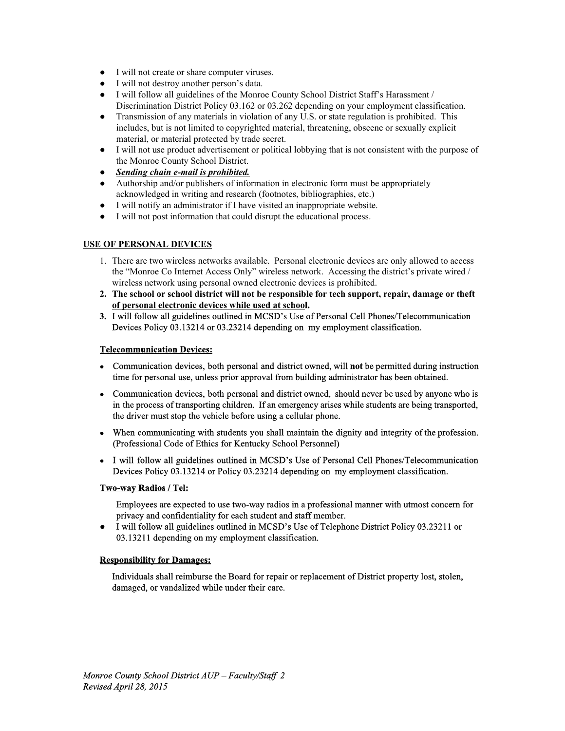- I will not create or share computer viruses.
- I will not destroy another person's data.
- I will follow all guidelines of the Monroe County School District Staff's Harassment / Discrimination District Policy 03.162 or 03.262 depending on your employment classification.
- Transmission of any materials in violation of any U.S. or state regulation is prohibited. This includes, but is not limited to copyrighted material, threatening, obscene or sexually explicit material, or material protected by trade secret.
- I will not use product advertisement or political lobbying that is not consistent with the purpose of the Monroe County School District.
- ***<u>Sending chain e-mail is prohibited.</u>***
- Authorship and/or publishers of information in electronic form must be appropriately acknowledged in writing and research (footnotes, bibliographies, etc.)
- I will notify an administrator if I have visited an inappropriate website.
- I will not post information that could disrupt the educational process.

## <u>USE OF PERSONAL DEVICES</u>

1. There are two wireless networks available. Personal electronic devices are only allowed to access the "Monroe Co Internet Access Only" wireless network. Accessing the district's private wired / wireless network using personal owned electronic devices is prohibited.
2. **<u>The school or school district will not be responsible for tech support, repair, damage or theft of personal electronic devices while used at school</u>.**
3. I will follow all guidelines outlined in MCSD's Use of Personal Cell Phones/Telecommunication Devices Policy 03.13214 or 03.23214 depending on my employment classification.

### <u>Telecommunication Devices:</u>

- Communication devices, both personal and district owned, will **not** be permitted during instruction time for personal use, unless prior approval from building administrator has been obtained.
- Communication devices, both personal and district owned, should never be used by anyone who is in the process of transporting children. If an emergency arises while students are being transported, the driver must stop the vehicle before using a cellular phone.
- When communicating with students you shall maintain the dignity and integrity of the profession. (Professional Code of Ethics for Kentucky School Personnel)
- I will follow all guidelines outlined in MCSD's Use of Personal Cell Phones/Telecommunication Devices Policy 03.13214 or Policy 03.23214 depending on my employment classification.

### <u>Two-way Radios / Tel:</u>

Employees are expected to use two-way radios in a professional manner with utmost concern for privacy and confidentiality for each student and staff member.

- I will follow all guidelines outlined in MCSD's Use of Telephone District Policy 03.23211 or 03.13211 depending on my employment classification.

### <u>Responsibility for Damages:</u>

Individuals shall reimburse the Board for repair or replacement of District property lost, stolen, damaged, or vandalized while under their care.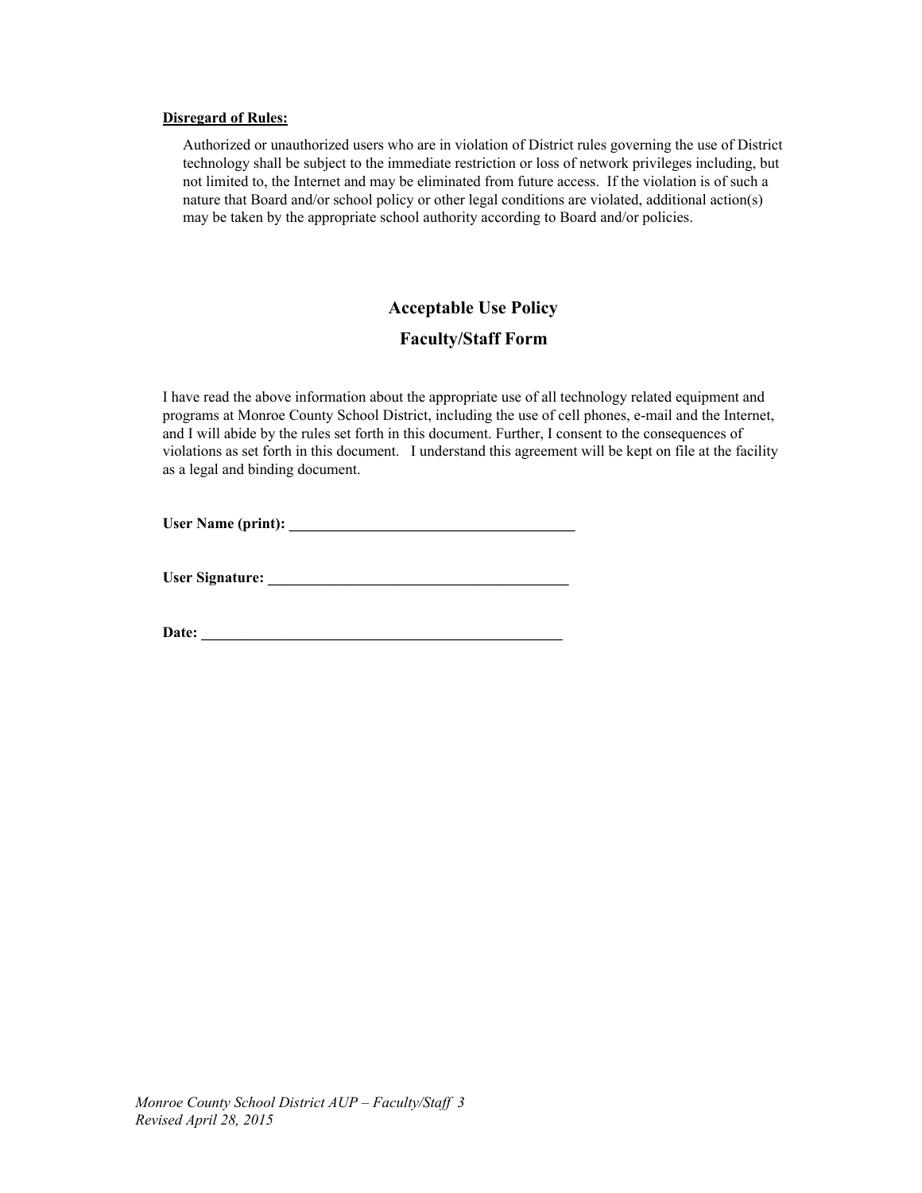**Disregard of Rules:**

Authorized or unauthorized users who are in violation of District rules governing the use of District technology shall be subject to the immediate restriction or loss of network privileges including, but not limited to, the Internet and may be eliminated from future access. If the violation is of such a nature that Board and/or school policy or other legal conditions are violated, additional action(s) may be taken by the appropriate school authority according to Board and/or policies.

## Acceptable Use Policy

## Faculty/Staff Form

I have read the above information about the appropriate use of all technology related equipment and programs at Monroe County School District, including the use of cell phones, e-mail and the Internet, and I will abide by the rules set forth in this document. Further, I consent to the consequences of violations as set forth in this document. I understand this agreement will be kept on file at the facility as a legal and binding document.

**User Name (print): \_\_\_\_\_\_\_\_\_\_\_\_\_\_\_\_\_\_\_\_\_\_\_\_\_\_\_\_\_\_\_\_\_\_\_\_\_\_**

**User Signature: \_\_\_\_\_\_\_\_\_\_\_\_\_\_\_\_\_\_\_\_\_\_\_\_\_\_\_\_\_\_\_\_\_\_\_\_\_\_\_\_**

**Date: \_\_\_\_\_\_\_\_\_\_\_\_\_\_\_\_\_\_\_\_\_\_\_\_\_\_\_\_\_\_\_\_\_\_\_\_\_\_\_\_\_\_\_\_\_\_\_\_**